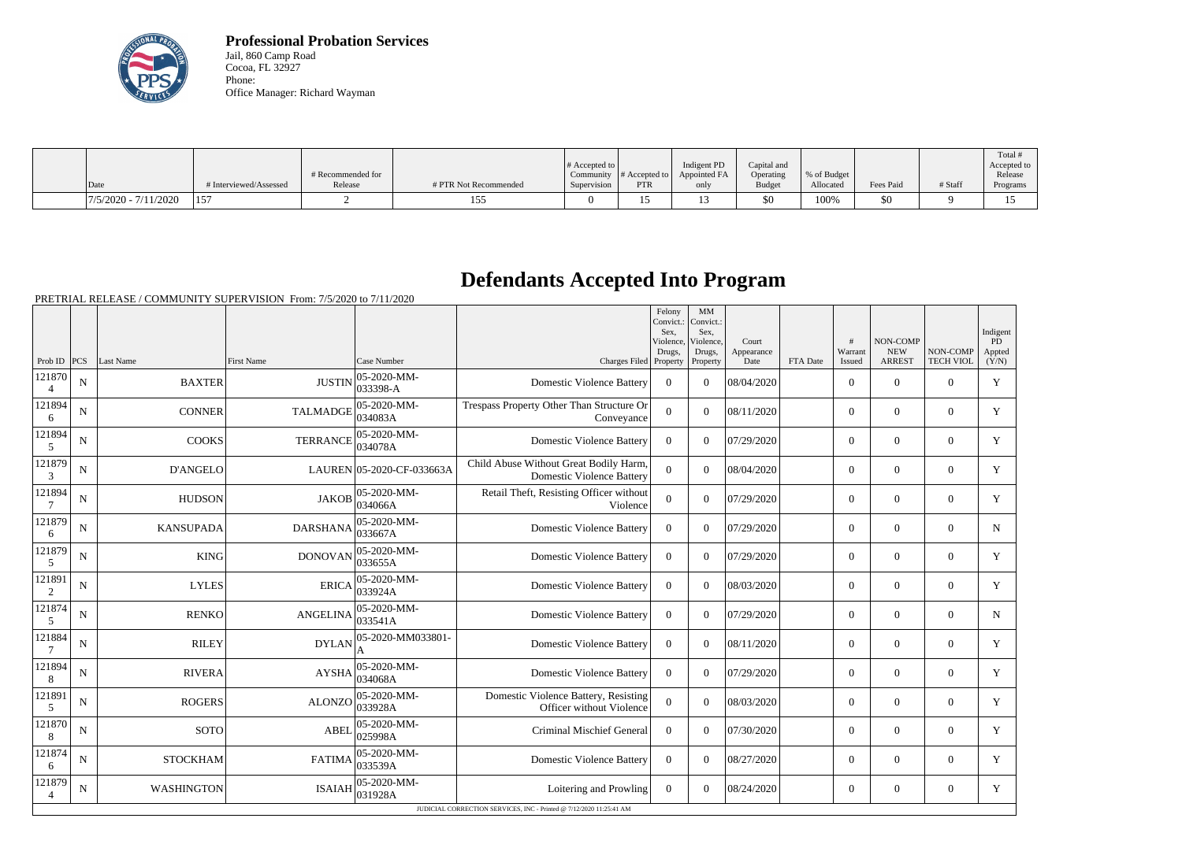**Professional Probation Services**
Jail, 860 Camp Road
Cocoa, FL 32927
Phone:
Office Manager: Richard Wayman

| Date | # Interviewed/Assessed | # Recommended for Release | # PTR Not Recommended | # Accepted to Community Supervision | # Accepted to PTR | Indigent PD Appointed FA only | Capital and Operating Budget | % of Budget Allocated | Fees Paid | # Staff | Total # Accepted to Release Programs |
|---|---|---|---|---|---|---|---|---|---|---|---|
| 7/5/2020 - 7/11/2020 | 157 | 2 | 155 | 0 | 15 | 13 | $0 | 100% | $0 | 9 | 15 |

# Defendants Accepted Into Program

PRETRIAL RELEASE / COMMUNITY SUPERVISION From: 7/5/2020 to 7/11/2020

| Prob ID | PCS | Last Name | First Name | Case Number | Charges Filed | Felony Convict.: Sex, Violence, Drugs, Property | MM Convict.: Sex, Violence, Drugs, Property | Court Appearance Date | FTA Date | # Warrant Issued | NON-COMP NEW ARREST | NON-COMP TECH VIOL | Indigent PD Appted (Y/N) |
|---|---|---|---|---|---|---|---|---|---|---|---|---|---|
| 1218704 | N | BAXTER | JUSTIN | 05-2020-MM-033398-A | Domestic Violence Battery | 0 | 0 | 08/04/2020 | | 0 | 0 | 0 | Y |
| 1218946 | N | CONNER | TALMADGE | 05-2020-MM-034083A | Trespass Property Other Than Structure Or Conveyance | 0 | 0 | 08/11/2020 | | 0 | 0 | 0 | Y |
| 1218945 | N | COOKS | TERRANCE | 05-2020-MM-034078A | Domestic Violence Battery | 0 | 0 | 07/29/2020 | | 0 | 0 | 0 | Y |
| 1218793 | N | D'ANGELO | LAUREN | 05-2020-CF-033663A | Child Abuse Without Great Bodily Harm, Domestic Violence Battery | 0 | 0 | 08/04/2020 | | 0 | 0 | 0 | Y |
| 1218947 | N | HUDSON | JAKOB | 05-2020-MM-034066A | Retail Theft, Resisting Officer without Violence | 0 | 0 | 07/29/2020 | | 0 | 0 | 0 | Y |
| 1218796 | N | KANSUPADA | DARSHANA | 05-2020-MM-033667A | Domestic Violence Battery | 0 | 0 | 07/29/2020 | | 0 | 0 | 0 | N |
| 1218795 | N | KING | DONOVAN | 05-2020-MM-033655A | Domestic Violence Battery | 0 | 0 | 07/29/2020 | | 0 | 0 | 0 | Y |
| 1218912 | N | LYLES | ERICA | 05-2020-MM-033924A | Domestic Violence Battery | 0 | 0 | 08/03/2020 | | 0 | 0 | 0 | Y |
| 1218745 | N | RENKO | ANGELINA | 05-2020-MM-033541A | Domestic Violence Battery | 0 | 0 | 07/29/2020 | | 0 | 0 | 0 | N |
| 1218847 | N | RILEY | DYLAN | 05-2020-MM033801-A | Domestic Violence Battery | 0 | 0 | 08/11/2020 | | 0 | 0 | 0 | Y |
| 1218948 | N | RIVERA | AYSHA | 05-2020-MM-034068A | Domestic Violence Battery | 0 | 0 | 07/29/2020 | | 0 | 0 | 0 | Y |
| 1218915 | N | ROGERS | ALONZO | 05-2020-MM-033928A | Domestic Violence Battery, Resisting Officer without Violence | 0 | 0 | 08/03/2020 | | 0 | 0 | 0 | Y |
| 1218708 | N | SOTO | ABEL | 05-2020-MM-025998A | Criminal Mischief General | 0 | 0 | 07/30/2020 | | 0 | 0 | 0 | Y |
| 1218746 | N | STOCKHAM | FATIMA | 05-2020-MM-033539A | Domestic Violence Battery | 0 | 0 | 08/27/2020 | | 0 | 0 | 0 | Y |
| 1218794 | N | WASHINGTON | ISAIAH | 05-2020-MM-031928A | Loitering and Prowling | 0 | 0 | 08/24/2020 | | 0 | 0 | 0 | Y |

JUDICIAL CORRECTION SERVICES, INC - Printed @ 7/12/2020 11:25:41 AM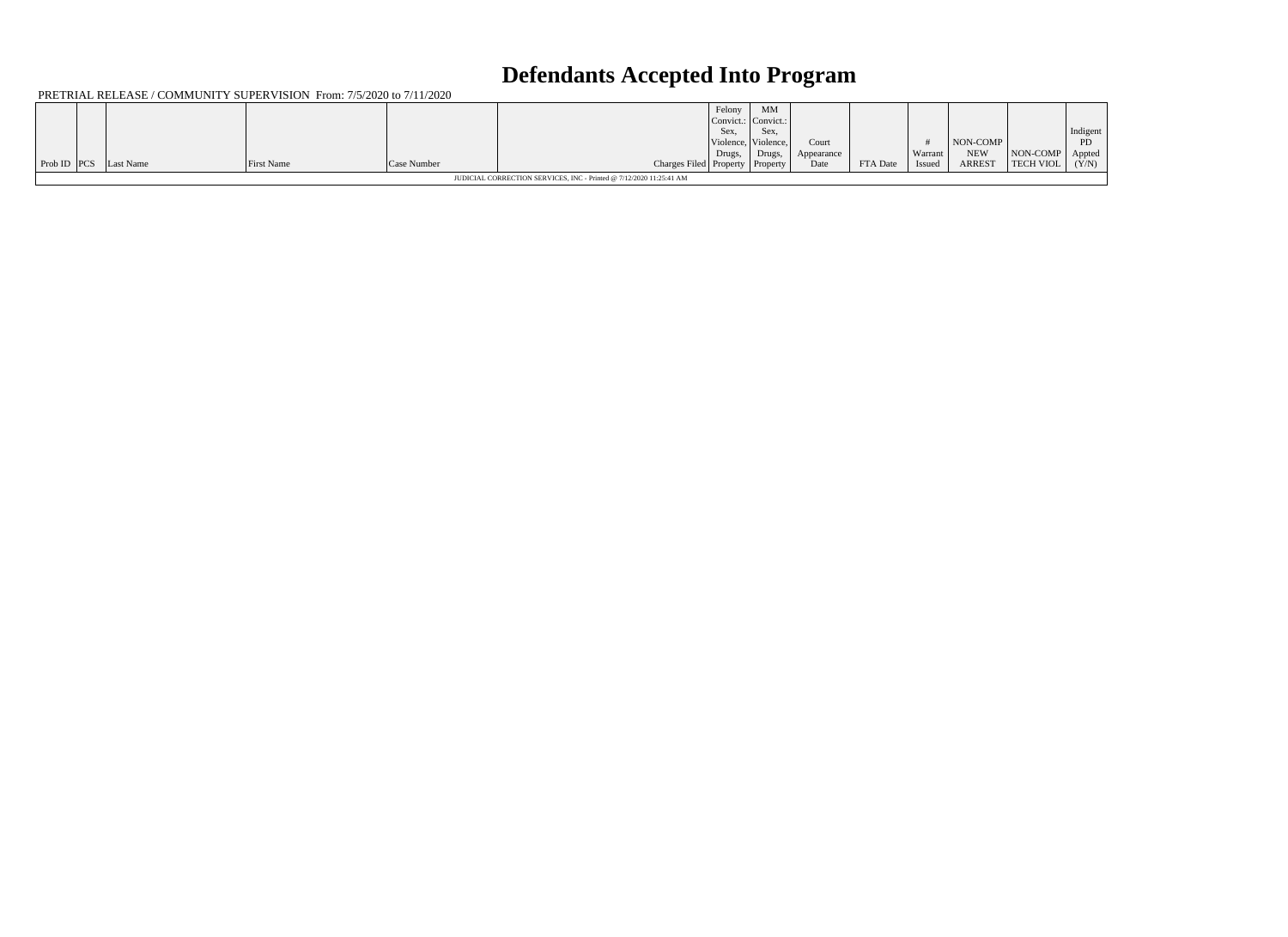# Defendants Accepted Into Program

PRETRIAL RELEASE / COMMUNITY SUPERVISION From: 7/5/2020 to 7/11/2020

| Prob ID | PCS | Last Name | First Name | Case Number | Charges Filed | Felony Convict.: Sex, Violence, Drugs, Property | MM Convict.: Sex, Violence, Drugs, Property | Court Appearance Date | FTA Date | # Warrant Issued | NON-COMP NEW ARREST | NON-COMP TECH VIOL | Indigent PD Appted (Y/N) |
|---|---|---|---|---|---|---|---|---|---|---|---|---|---|

JUDICIAL CORRECTION SERVICES, INC - Printed @ 7/12/2020 11:25:41 AM